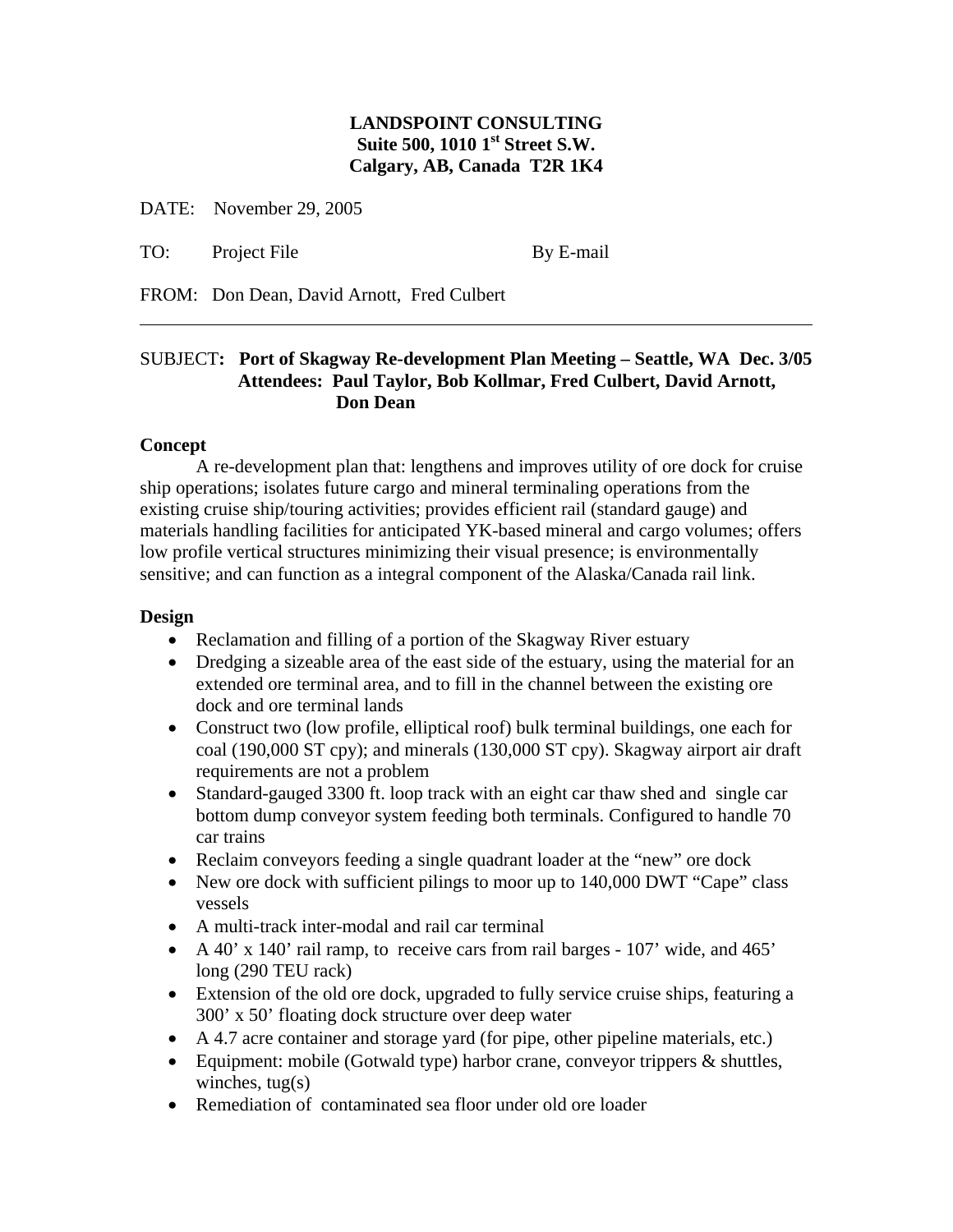**LANDSPOINT CONSULTING**
**Suite 500, 1010 1st Street S.W.**
**Calgary, AB, Canada T2R 1K4**

DATE: November 29, 2005

TO: Project File By E-mail

FROM: Don Dean, David Arnott, Fred Culbert

---

SUBJECT**: Port of Skagway Re-development Plan Meeting – Seattle, WA Dec. 3/05**
**Attendees: Paul Taylor, Bob Kollmar, Fred Culbert, David Arnott, Don Dean**

### Concept

A re-development plan that: lengthens and improves utility of ore dock for cruise ship operations; isolates future cargo and mineral terminaling operations from the existing cruise ship/touring activities; provides efficient rail (standard gauge) and materials handling facilities for anticipated YK-based mineral and cargo volumes; offers low profile vertical structures minimizing their visual presence; is environmentally sensitive; and can function as a integral component of the Alaska/Canada rail link.

### Design

- Reclamation and filling of a portion of the Skagway River estuary
- Dredging a sizeable area of the east side of the estuary, using the material for an extended ore terminal area, and to fill in the channel between the existing ore dock and ore terminal lands
- Construct two (low profile, elliptical roof) bulk terminal buildings, one each for coal (190,000 ST cpy); and minerals (130,000 ST cpy). Skagway airport air draft requirements are not a problem
- Standard-gauged 3300 ft. loop track with an eight car thaw shed and single car bottom dump conveyor system feeding both terminals. Configured to handle 70 car trains
- Reclaim conveyors feeding a single quadrant loader at the "new" ore dock
- New ore dock with sufficient pilings to moor up to 140,000 DWT "Cape" class vessels
- A multi-track inter-modal and rail car terminal
- A 40' x 140' rail ramp, to receive cars from rail barges - 107' wide, and 465' long (290 TEU rack)
- Extension of the old ore dock, upgraded to fully service cruise ships, featuring a 300' x 50' floating dock structure over deep water
- A 4.7 acre container and storage yard (for pipe, other pipeline materials, etc.)
- Equipment: mobile (Gotwald type) harbor crane, conveyor trippers & shuttles, winches, tug(s)
- Remediation of contaminated sea floor under old ore loader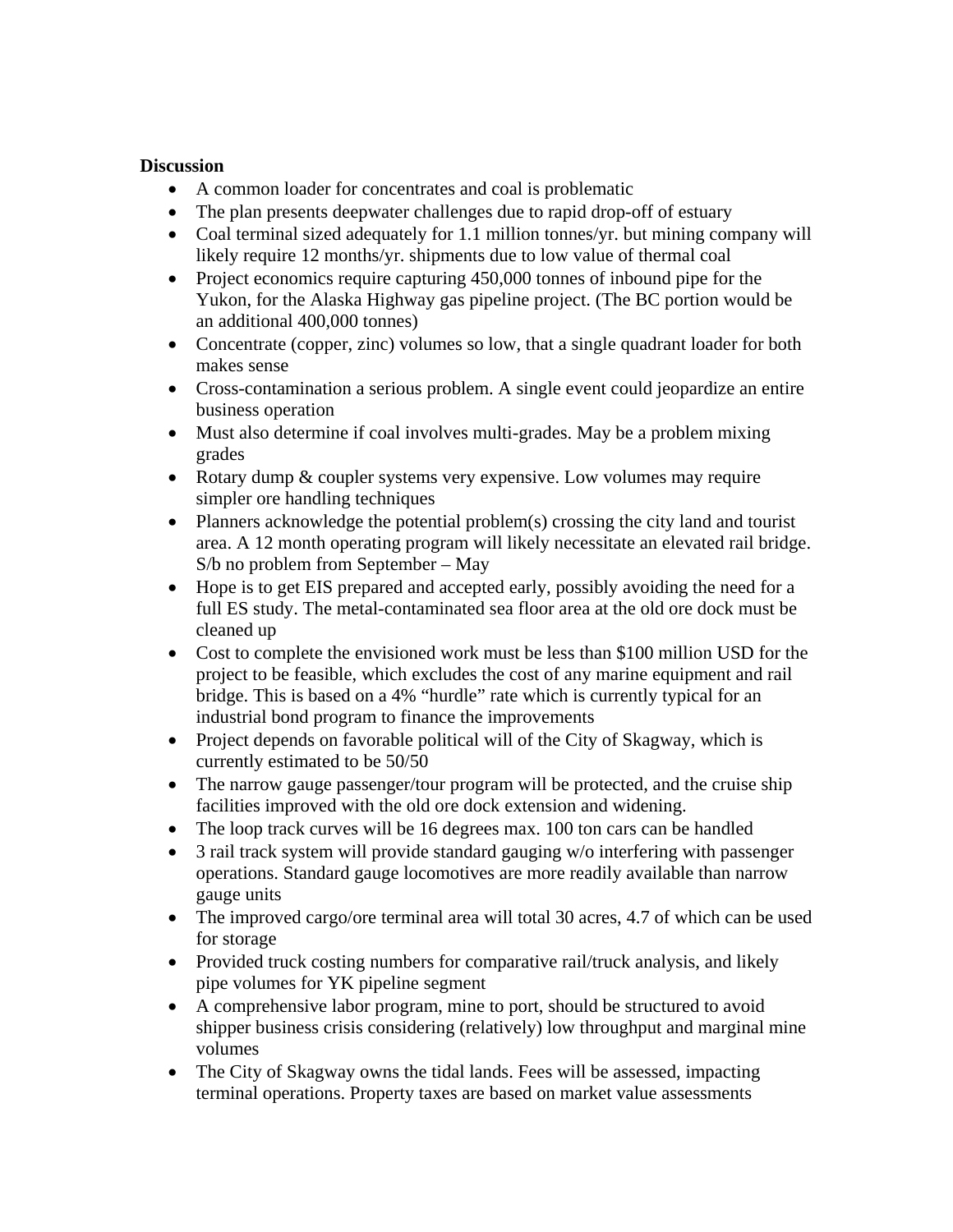**Discussion**

- A common loader for concentrates and coal is problematic
- The plan presents deepwater challenges due to rapid drop-off of estuary
- Coal terminal sized adequately for 1.1 million tonnes/yr. but mining company will likely require 12 months/yr. shipments due to low value of thermal coal
- Project economics require capturing 450,000 tonnes of inbound pipe for the Yukon, for the Alaska Highway gas pipeline project. (The BC portion would be an additional 400,000 tonnes)
- Concentrate (copper, zinc) volumes so low, that a single quadrant loader for both makes sense
- Cross-contamination a serious problem. A single event could jeopardize an entire business operation
- Must also determine if coal involves multi-grades. May be a problem mixing grades
- Rotary dump & coupler systems very expensive. Low volumes may require simpler ore handling techniques
- Planners acknowledge the potential problem(s) crossing the city land and tourist area. A 12 month operating program will likely necessitate an elevated rail bridge. S/b no problem from September – May
- Hope is to get EIS prepared and accepted early, possibly avoiding the need for a full ES study. The metal-contaminated sea floor area at the old ore dock must be cleaned up
- Cost to complete the envisioned work must be less than $100 million USD for the project to be feasible, which excludes the cost of any marine equipment and rail bridge. This is based on a 4% "hurdle" rate which is currently typical for an industrial bond program to finance the improvements
- Project depends on favorable political will of the City of Skagway, which is currently estimated to be 50/50
- The narrow gauge passenger/tour program will be protected, and the cruise ship facilities improved with the old ore dock extension and widening.
- The loop track curves will be 16 degrees max. 100 ton cars can be handled
- 3 rail track system will provide standard gauging w/o interfering with passenger operations. Standard gauge locomotives are more readily available than narrow gauge units
- The improved cargo/ore terminal area will total 30 acres, 4.7 of which can be used for storage
- Provided truck costing numbers for comparative rail/truck analysis, and likely pipe volumes for YK pipeline segment
- A comprehensive labor program, mine to port, should be structured to avoid shipper business crisis considering (relatively) low throughput and marginal mine volumes
- The City of Skagway owns the tidal lands. Fees will be assessed, impacting terminal operations. Property taxes are based on market value assessments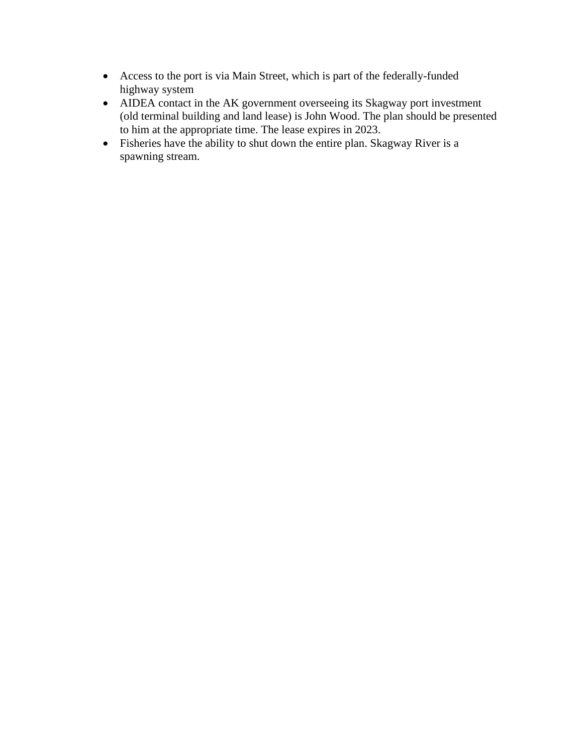- Access to the port is via Main Street, which is part of the federally-funded highway system
- AIDEA contact in the AK government overseeing its Skagway port investment (old terminal building and land lease) is John Wood. The plan should be presented to him at the appropriate time. The lease expires in 2023.
- Fisheries have the ability to shut down the entire plan. Skagway River is a spawning stream.